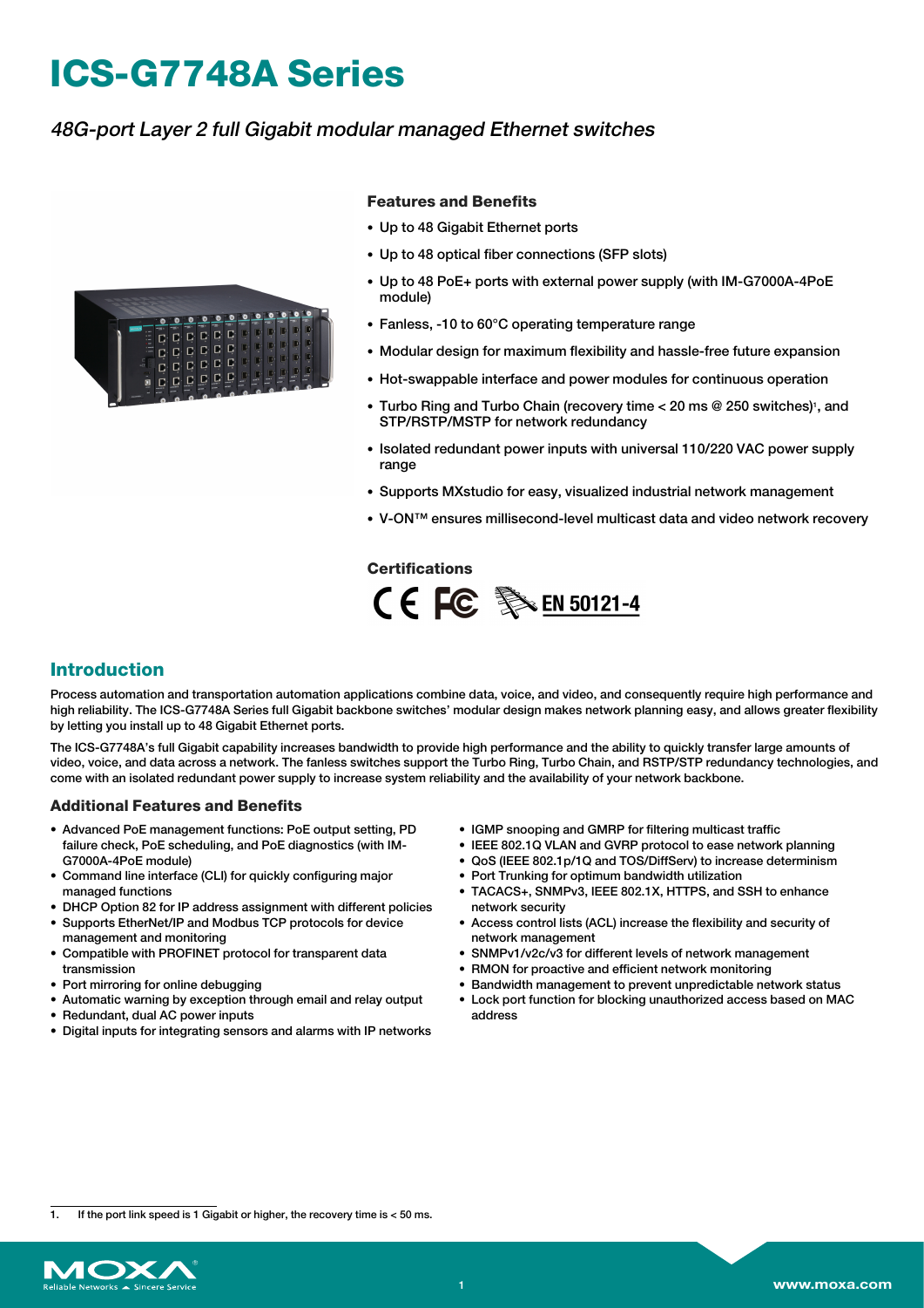# ICS-G7748A Series

*48G-port Layer 2 full Gigabit modular managed Ethernet switches*

### Features and Benefits

- Up to 48 Gigabit Ethernet ports
- Up to 48 optical fiber connections (SFP slots)
- Up to 48 PoE+ ports with external power supply (with IM-G7000A-4PoE module)
- Fanless, -10 to 60°C operating temperature range
- Modular design for maximum flexibility and hassle-free future expansion
- Hot-swappable interface and power modules for continuous operation
- Turbo Ring and Turbo Chain (recovery time < 20 ms @ 250 switches)[1], and STP/RSTP/MSTP for network redundancy
- Isolated redundant power inputs with universal 110/220 VAC power supply range
- Supports MXstudio for easy, visualized industrial network management
- V-ON™ ensures millisecond-level multicast data and video network recovery

### Certifications

EN 50121-4

## Introduction

Process automation and transportation automation applications combine data, voice, and video, and consequently require high performance and high reliability. The ICS-G7748A Series full Gigabit backbone switches' modular design makes network planning easy, and allows greater flexibility by letting you install up to 48 Gigabit Ethernet ports.

The ICS-G7748A's full Gigabit capability increases bandwidth to provide high performance and the ability to quickly transfer large amounts of video, voice, and data across a network. The fanless switches support the Turbo Ring, Turbo Chain, and RSTP/STP redundancy technologies, and come with an isolated redundant power supply to increase system reliability and the availability of your network backbone.

### Additional Features and Benefits

- Advanced PoE management functions: PoE output setting, PD failure check, PoE scheduling, and PoE diagnostics (with IM-G7000A-4PoE module)
- Command line interface (CLI) for quickly configuring major managed functions
- DHCP Option 82 for IP address assignment with different policies
- Supports EtherNet/IP and Modbus TCP protocols for device management and monitoring
- Compatible with PROFINET protocol for transparent data transmission
- Port mirroring for online debugging
- Automatic warning by exception through email and relay output
- Redundant, dual AC power inputs
- Digital inputs for integrating sensors and alarms with IP networks
- IGMP snooping and GMRP for filtering multicast traffic
- IEEE 802.1Q VLAN and GVRP protocol to ease network planning
- QoS (IEEE 802.1p/1Q and TOS/DiffServ) to increase determinism
- Port Trunking for optimum bandwidth utilization
- TACACS+, SNMPv3, IEEE 802.1X, HTTPS, and SSH to enhance network security
- Access control lists (ACL) increase the flexibility and security of network management
- SNMPv1/v2c/v3 for different levels of network management
- RMON for proactive and efficient network monitoring
- Bandwidth management to prevent unpredictable network status
- Lock port function for blocking unauthorized access based on MAC address

1. If the port link speed is 1 Gigabit or higher, the recovery time is < 50 ms.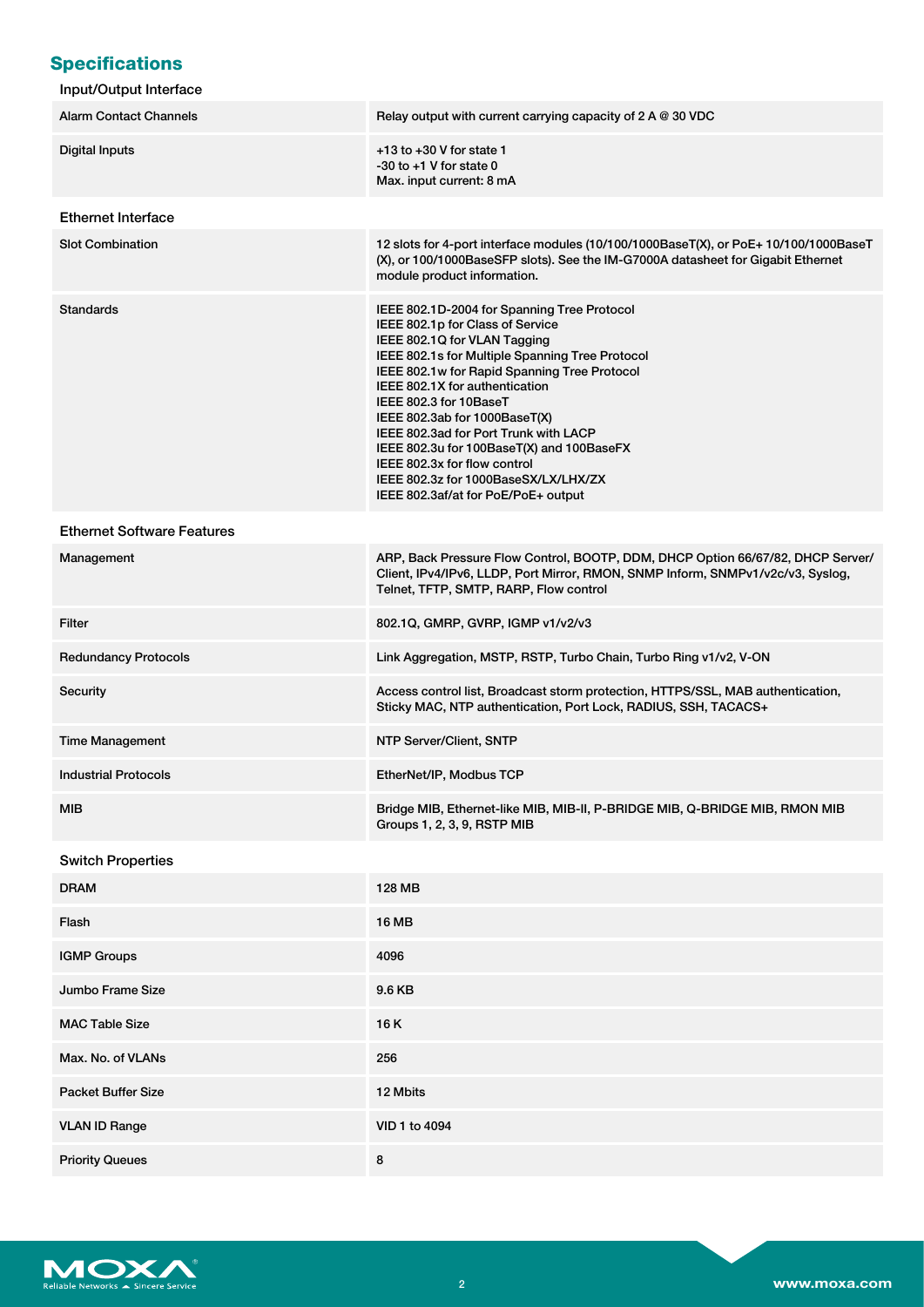## Specifications

### Input/Output Interface

| | |
|---|---|
| Alarm Contact Channels | Relay output with current carrying capacity of 2 A @ 30 VDC |
| Digital Inputs | +13 to +30 V for state 1<br>-30 to +1 V for state 0<br>Max. input current: 8 mA |

### Ethernet Interface

| | |
|---|---|
| Slot Combination | 12 slots for 4-port interface modules (10/100/1000BaseT(X), or PoE+ 10/100/1000BaseT(X), or 100/1000BaseSFP slots). See the IM-G7000A datasheet for Gigabit Ethernet module product information. |
| Standards | IEEE 802.1D-2004 for Spanning Tree Protocol<br>IEEE 802.1p for Class of Service<br>IEEE 802.1Q for VLAN Tagging<br>IEEE 802.1s for Multiple Spanning Tree Protocol<br>IEEE 802.1w for Rapid Spanning Tree Protocol<br>IEEE 802.1X for authentication<br>IEEE 802.3 for 10BaseT<br>IEEE 802.3ab for 1000BaseT(X)<br>IEEE 802.3ad for Port Trunk with LACP<br>IEEE 802.3u for 100BaseT(X) and 100BaseFX<br>IEEE 802.3x for flow control<br>IEEE 802.3z for 1000BaseSX/LX/LHX/ZX<br>IEEE 802.3af/at for PoE/PoE+ output |

### Ethernet Software Features

| | |
|---|---|
| Management | ARP, Back Pressure Flow Control, BOOTP, DDM, DHCP Option 66/67/82, DHCP Server/Client, IPv4/IPv6, LLDP, Port Mirror, RMON, SNMP Inform, SNMPv1/v2c/v3, Syslog, Telnet, TFTP, SMTP, RARP, Flow control |
| Filter | 802.1Q, GMRP, GVRP, IGMP v1/v2/v3 |
| Redundancy Protocols | Link Aggregation, MSTP, RSTP, Turbo Chain, Turbo Ring v1/v2, V-ON |
| Security | Access control list, Broadcast storm protection, HTTPS/SSL, MAB authentication, Sticky MAC, NTP authentication, Port Lock, RADIUS, SSH, TACACS+ |
| Time Management | NTP Server/Client, SNTP |
| Industrial Protocols | EtherNet/IP, Modbus TCP |
| MIB | Bridge MIB, Ethernet-like MIB, MIB-II, P-BRIDGE MIB, Q-BRIDGE MIB, RMON MIB Groups 1, 2, 3, 9, RSTP MIB |

### Switch Properties

| | |
|---|---|
| DRAM | 128 MB |
| Flash | 16 MB |
| IGMP Groups | 4096 |
| Jumbo Frame Size | 9.6 KB |
| MAC Table Size | 16 K |
| Max. No. of VLANs | 256 |
| Packet Buffer Size | 12 Mbits |
| VLAN ID Range | VID 1 to 4094 |
| Priority Queues | 8 |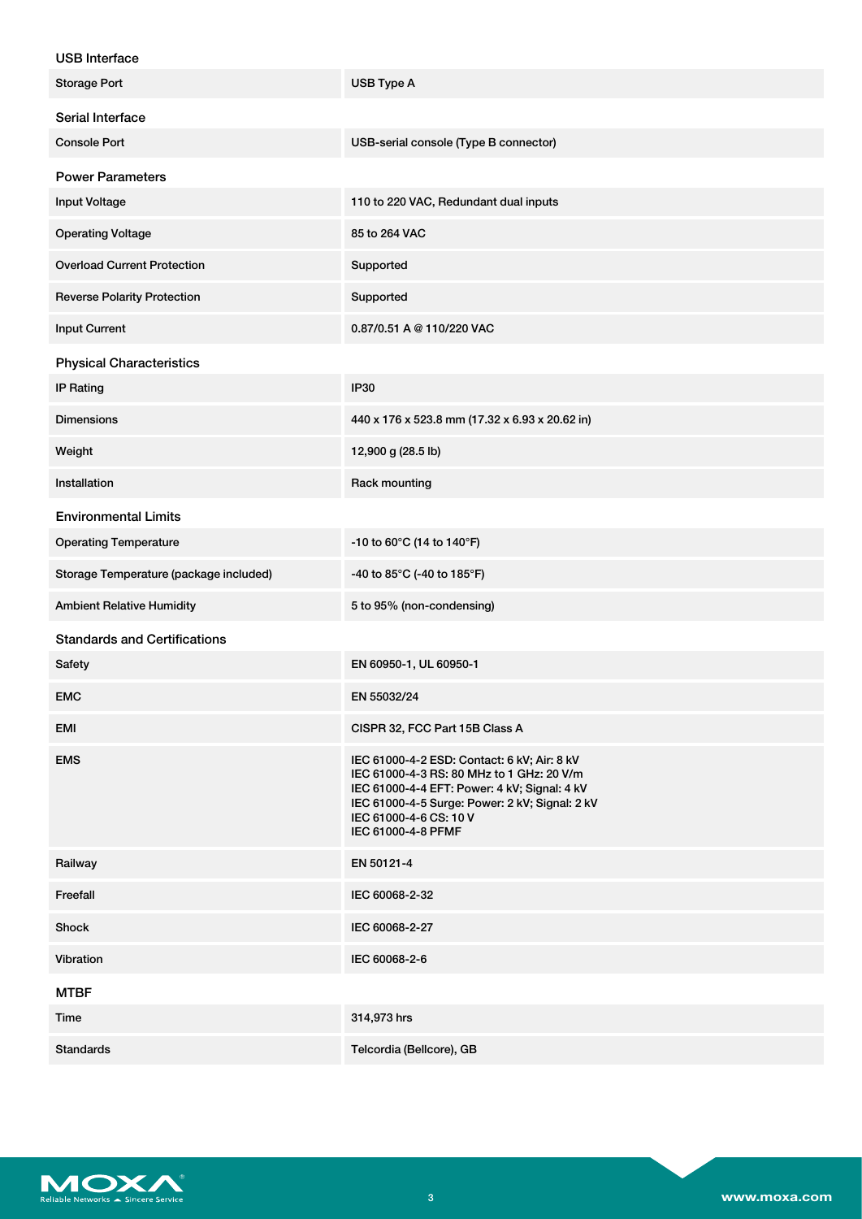### USB Interface

| | |
|---|---|
| Storage Port | USB Type A |

### Serial Interface

| | |
|---|---|
| Console Port | USB-serial console (Type B connector) |

### Power Parameters

| | |
|---|---|
| Input Voltage | 110 to 220 VAC, Redundant dual inputs |
| Operating Voltage | 85 to 264 VAC |
| Overload Current Protection | Supported |
| Reverse Polarity Protection | Supported |
| Input Current | 0.87/0.51 A @ 110/220 VAC |

### Physical Characteristics

| | |
|---|---|
| IP Rating | IP30 |
| Dimensions | 440 x 176 x 523.8 mm (17.32 x 6.93 x 20.62 in) |
| Weight | 12,900 g (28.5 lb) |
| Installation | Rack mounting |

### Environmental Limits

| | |
|---|---|
| Operating Temperature | -10 to 60°C (14 to 140°F) |
| Storage Temperature (package included) | -40 to 85°C (-40 to 185°F) |
| Ambient Relative Humidity | 5 to 95% (non-condensing) |

### Standards and Certifications

| | |
|---|---|
| Safety | EN 60950-1, UL 60950-1 |
| EMC | EN 55032/24 |
| EMI | CISPR 32, FCC Part 15B Class A |
| EMS | IEC 61000-4-2 ESD: Contact: 6 kV; Air: 8 kV<br>IEC 61000-4-3 RS: 80 MHz to 1 GHz: 20 V/m<br>IEC 61000-4-4 EFT: Power: 4 kV; Signal: 4 kV<br>IEC 61000-4-5 Surge: Power: 2 kV; Signal: 2 kV<br>IEC 61000-4-6 CS: 10 V<br>IEC 61000-4-8 PFMF |
| Railway | EN 50121-4 |
| Freefall | IEC 60068-2-32 |
| Shock | IEC 60068-2-27 |
| Vibration | IEC 60068-2-6 |

### MTBF

| | |
|---|---|
| Time | 314,973 hrs |
| Standards | Telcordia (Bellcore), GB |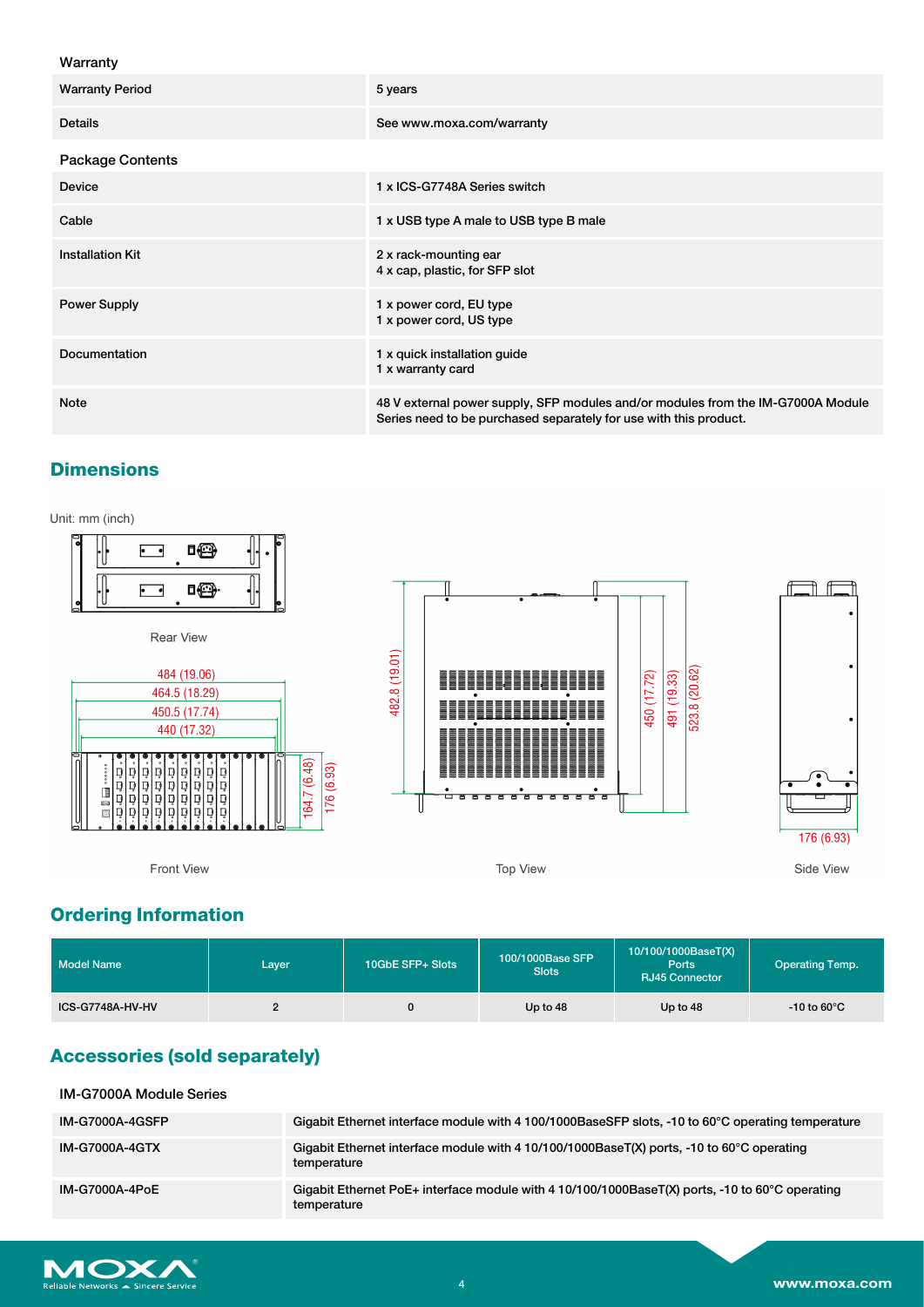### Warranty

| Warranty Period | 5 years |
|---|---|
| Details | See www.moxa.com/warranty |

### Package Contents

| Device | 1 x ICS-G7748A Series switch |
|---|---|
| Cable | 1 x USB type A male to USB type B male |
| Installation Kit | 2 x rack-mounting ear<br>4 x cap, plastic, for SFP slot |
| Power Supply | 1 x power cord, EU type<br>1 x power cord, US type |
| Documentation | 1 x quick installation guide<br>1 x warranty card |
| Note | 48 V external power supply, SFP modules and/or modules from the IM-G7000A Module Series need to be purchased separately for use with this product. |

## Dimensions

Unit: mm (inch)

Rear View

484 (19.06)
464.5 (18.29)
450.5 (17.74)
440 (17.32)
164.7 (6.48)
176 (6.93)

Front View

482.8 (19.01)
450 (17.72)
491 (19.33)
523.8 (20.62)

Top View

176 (6.93)

Side View

## Ordering Information

| Model Name | Layer | 10GbE SFP+ Slots | 100/1000Base SFP Slots | 10/100/1000BaseT(X) Ports RJ45 Connector | Operating Temp. |
|---|---|---|---|---|---|
| ICS-G7748A-HV-HV | 2 | 0 | Up to 48 | Up to 48 | -10 to 60°C |

## Accessories (sold separately)

### IM-G7000A Module Series

| IM-G7000A-4GSFP | Gigabit Ethernet interface module with 4 100/1000BaseSFP slots, -10 to 60°C operating temperature |
|---|---|
| IM-G7000A-4GTX | Gigabit Ethernet interface module with 4 10/100/1000BaseT(X) ports, -10 to 60°C operating temperature |
| IM-G7000A-4PoE | Gigabit Ethernet PoE+ interface module with 4 10/100/1000BaseT(X) ports, -10 to 60°C operating temperature |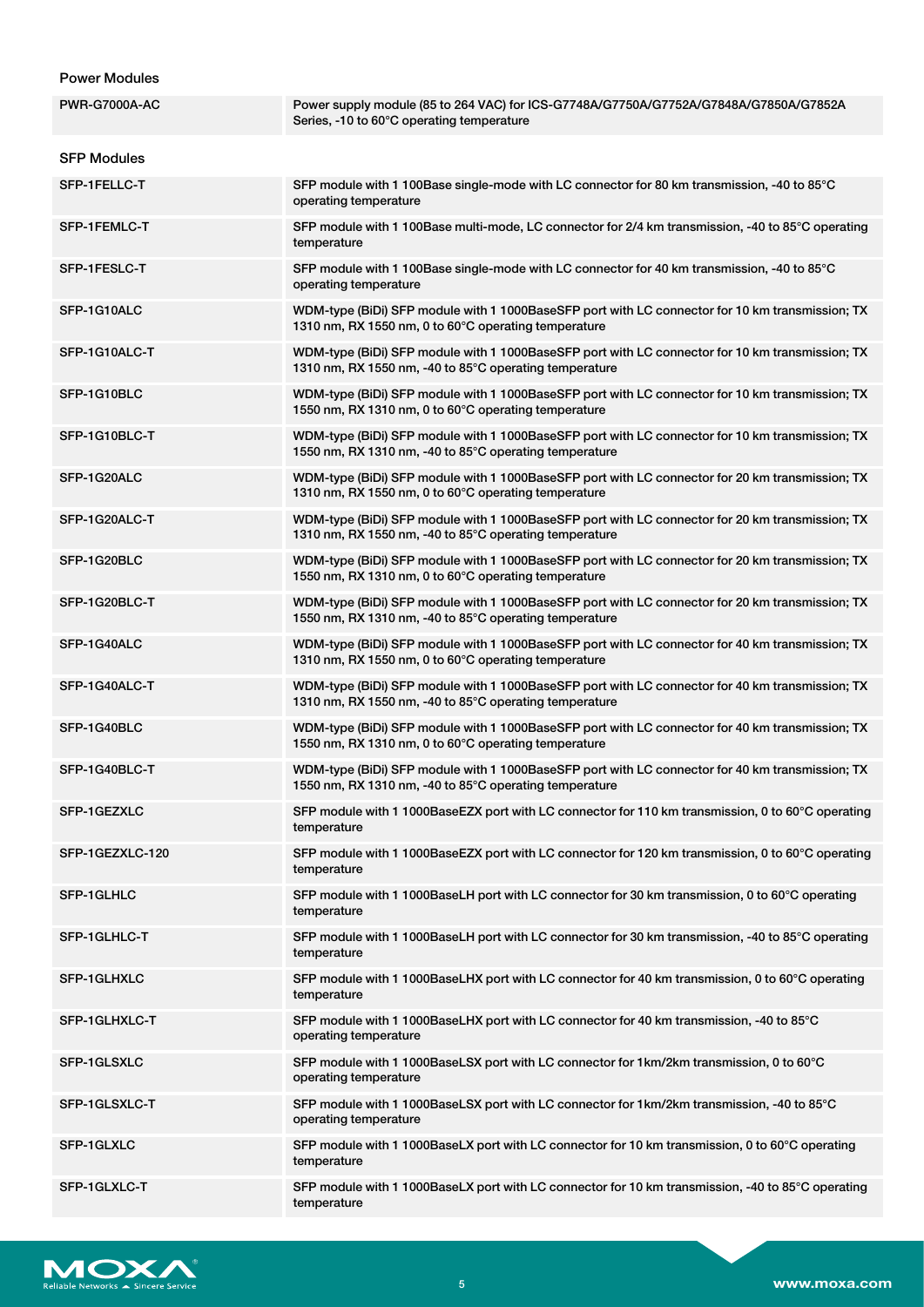### Power Modules

| | |
|---|---|
| PWR-G7000A-AC | Power supply module (85 to 264 VAC) for ICS-G7748A/G7750A/G7752A/G7848A/G7850A/G7852A Series, -10 to 60°C operating temperature |

### SFP Modules

| | |
|---|---|
| SFP-1FELLC-T | SFP module with 1 100Base single-mode with LC connector for 80 km transmission, -40 to 85°C operating temperature |
| SFP-1FEMLC-T | SFP module with 1 100Base multi-mode, LC connector for 2/4 km transmission, -40 to 85°C operating temperature |
| SFP-1FESLC-T | SFP module with 1 100Base single-mode with LC connector for 40 km transmission, -40 to 85°C operating temperature |
| SFP-1G10ALC | WDM-type (BiDi) SFP module with 1 1000BaseSFP port with LC connector for 10 km transmission; TX 1310 nm, RX 1550 nm, 0 to 60°C operating temperature |
| SFP-1G10ALC-T | WDM-type (BiDi) SFP module with 1 1000BaseSFP port with LC connector for 10 km transmission; TX 1310 nm, RX 1550 nm, -40 to 85°C operating temperature |
| SFP-1G10BLC | WDM-type (BiDi) SFP module with 1 1000BaseSFP port with LC connector for 10 km transmission; TX 1550 nm, RX 1310 nm, 0 to 60°C operating temperature |
| SFP-1G10BLC-T | WDM-type (BiDi) SFP module with 1 1000BaseSFP port with LC connector for 10 km transmission; TX 1550 nm, RX 1310 nm, -40 to 85°C operating temperature |
| SFP-1G20ALC | WDM-type (BiDi) SFP module with 1 1000BaseSFP port with LC connector for 20 km transmission; TX 1310 nm, RX 1550 nm, 0 to 60°C operating temperature |
| SFP-1G20ALC-T | WDM-type (BiDi) SFP module with 1 1000BaseSFP port with LC connector for 20 km transmission; TX 1310 nm, RX 1550 nm, -40 to 85°C operating temperature |
| SFP-1G20BLC | WDM-type (BiDi) SFP module with 1 1000BaseSFP port with LC connector for 20 km transmission; TX 1550 nm, RX 1310 nm, 0 to 60°C operating temperature |
| SFP-1G20BLC-T | WDM-type (BiDi) SFP module with 1 1000BaseSFP port with LC connector for 20 km transmission; TX 1550 nm, RX 1310 nm, -40 to 85°C operating temperature |
| SFP-1G40ALC | WDM-type (BiDi) SFP module with 1 1000BaseSFP port with LC connector for 40 km transmission; TX 1310 nm, RX 1550 nm, 0 to 60°C operating temperature |
| SFP-1G40ALC-T | WDM-type (BiDi) SFP module with 1 1000BaseSFP port with LC connector for 40 km transmission; TX 1310 nm, RX 1550 nm, -40 to 85°C operating temperature |
| SFP-1G40BLC | WDM-type (BiDi) SFP module with 1 1000BaseSFP port with LC connector for 40 km transmission; TX 1550 nm, RX 1310 nm, 0 to 60°C operating temperature |
| SFP-1G40BLC-T | WDM-type (BiDi) SFP module with 1 1000BaseSFP port with LC connector for 40 km transmission; TX 1550 nm, RX 1310 nm, -40 to 85°C operating temperature |
| SFP-1GEZXLC | SFP module with 1 1000BaseEZX port with LC connector for 110 km transmission, 0 to 60°C operating temperature |
| SFP-1GEZXLC-120 | SFP module with 1 1000BaseEZX port with LC connector for 120 km transmission, 0 to 60°C operating temperature |
| SFP-1GLHLC | SFP module with 1 1000BaseLH port with LC connector for 30 km transmission, 0 to 60°C operating temperature |
| SFP-1GLHLC-T | SFP module with 1 1000BaseLH port with LC connector for 30 km transmission, -40 to 85°C operating temperature |
| SFP-1GLHXLC | SFP module with 1 1000BaseLHX port with LC connector for 40 km transmission, 0 to 60°C operating temperature |
| SFP-1GLHXLC-T | SFP module with 1 1000BaseLHX port with LC connector for 40 km transmission, -40 to 85°C operating temperature |
| SFP-1GLSXLC | SFP module with 1 1000BaseLSX port with LC connector for 1km/2km transmission, 0 to 60°C operating temperature |
| SFP-1GLSXLC-T | SFP module with 1 1000BaseLSX port with LC connector for 1km/2km transmission, -40 to 85°C operating temperature |
| SFP-1GLXLC | SFP module with 1 1000BaseLX port with LC connector for 10 km transmission, 0 to 60°C operating temperature |
| SFP-1GLXLC-T | SFP module with 1 1000BaseLX port with LC connector for 10 km transmission, -40 to 85°C operating temperature |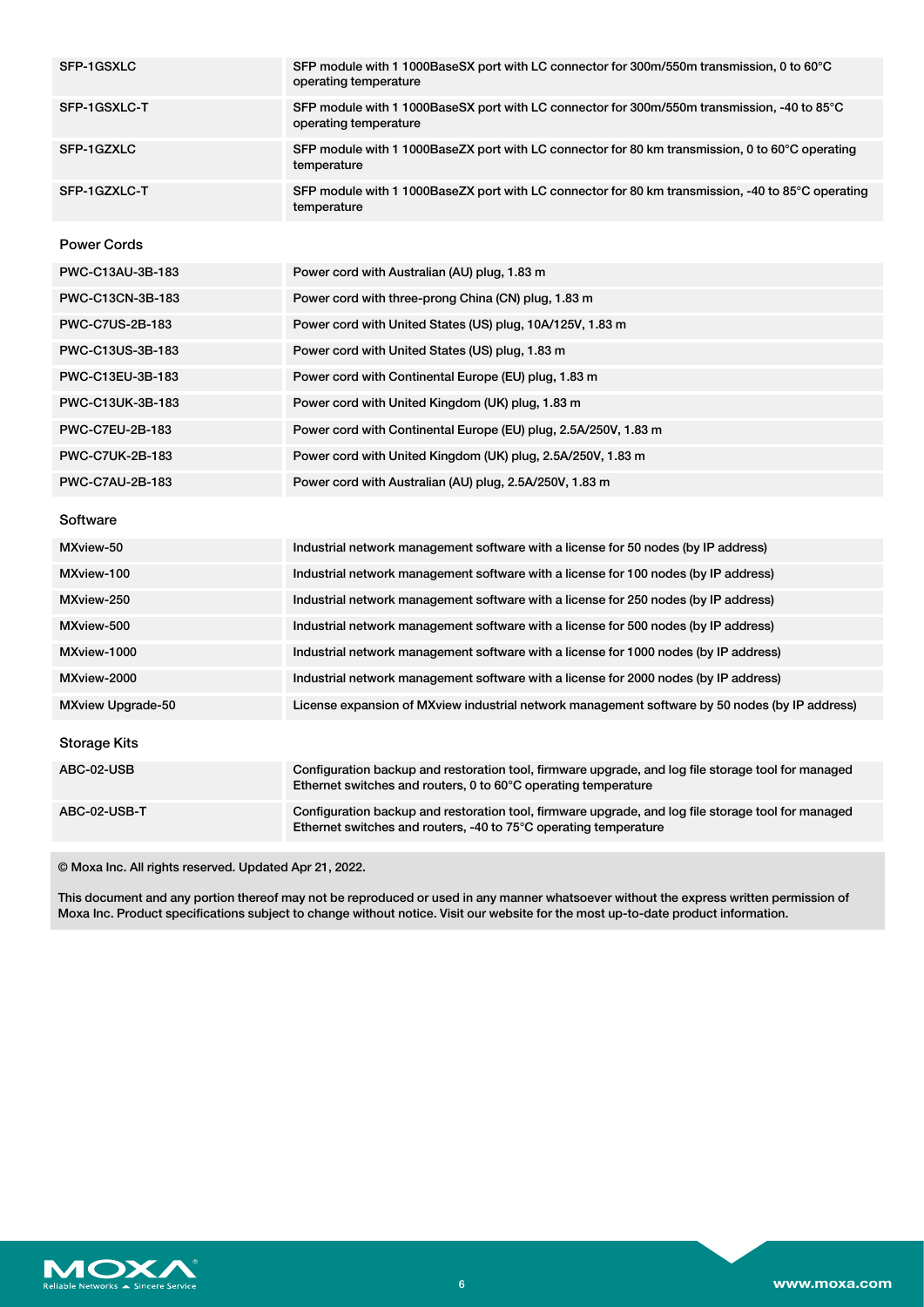| | |
|---|---|
| SFP-1GSXLC | SFP module with 1 1000BaseSX port with LC connector for 300m/550m transmission, 0 to 60°C operating temperature |
| SFP-1GSXLC-T | SFP module with 1 1000BaseSX port with LC connector for 300m/550m transmission, -40 to 85°C operating temperature |
| SFP-1GZXLC | SFP module with 1 1000BaseZX port with LC connector for 80 km transmission, 0 to 60°C operating temperature |
| SFP-1GZXLC-T | SFP module with 1 1000BaseZX port with LC connector for 80 km transmission, -40 to 85°C operating temperature |

### Power Cords

| | |
|---|---|
| PWC-C13AU-3B-183 | Power cord with Australian (AU) plug, 1.83 m |
| PWC-C13CN-3B-183 | Power cord with three-prong China (CN) plug, 1.83 m |
| PWC-C7US-2B-183 | Power cord with United States (US) plug, 10A/125V, 1.83 m |
| PWC-C13US-3B-183 | Power cord with United States (US) plug, 1.83 m |
| PWC-C13EU-3B-183 | Power cord with Continental Europe (EU) plug, 1.83 m |
| PWC-C13UK-3B-183 | Power cord with United Kingdom (UK) plug, 1.83 m |
| PWC-C7EU-2B-183 | Power cord with Continental Europe (EU) plug, 2.5A/250V, 1.83 m |
| PWC-C7UK-2B-183 | Power cord with United Kingdom (UK) plug, 2.5A/250V, 1.83 m |
| PWC-C7AU-2B-183 | Power cord with Australian (AU) plug, 2.5A/250V, 1.83 m |

### Software

| | |
|---|---|
| MXview-50 | Industrial network management software with a license for 50 nodes (by IP address) |
| MXview-100 | Industrial network management software with a license for 100 nodes (by IP address) |
| MXview-250 | Industrial network management software with a license for 250 nodes (by IP address) |
| MXview-500 | Industrial network management software with a license for 500 nodes (by IP address) |
| MXview-1000 | Industrial network management software with a license for 1000 nodes (by IP address) |
| MXview-2000 | Industrial network management software with a license for 2000 nodes (by IP address) |
| MXview Upgrade-50 | License expansion of MXview industrial network management software by 50 nodes (by IP address) |

### Storage Kits

| | |
|---|---|
| ABC-02-USB | Configuration backup and restoration tool, firmware upgrade, and log file storage tool for managed Ethernet switches and routers, 0 to 60°C operating temperature |
| ABC-02-USB-T | Configuration backup and restoration tool, firmware upgrade, and log file storage tool for managed Ethernet switches and routers, -40 to 75°C operating temperature |

© Moxa Inc. All rights reserved. Updated Apr 21, 2022.

This document and any portion thereof may not be reproduced or used in any manner whatsoever without the express written permission of Moxa Inc. Product specifications subject to change without notice. Visit our website for the most up-to-date product information.